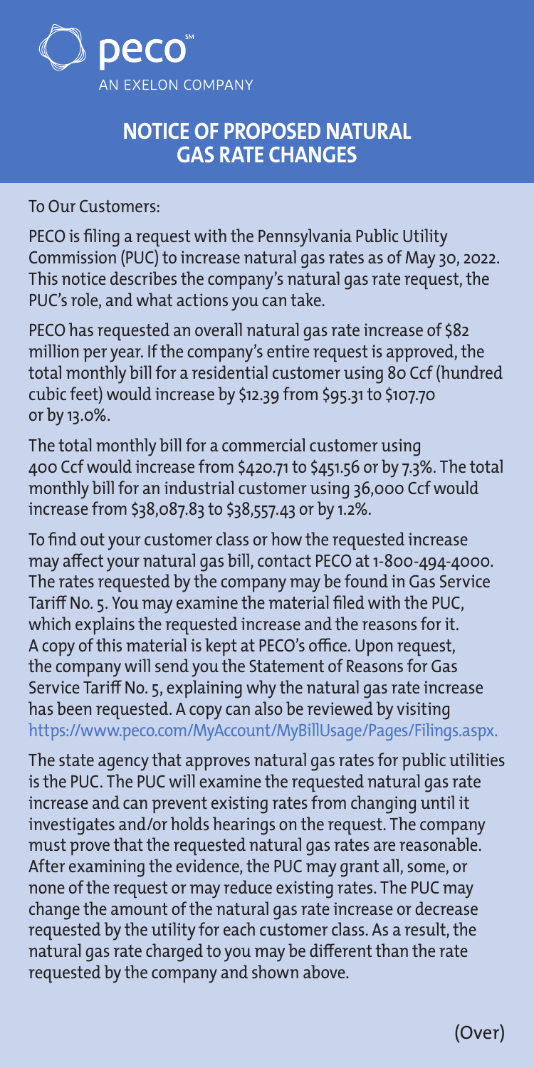peco[SM]
AN EXELON COMPANY

# NOTICE OF PROPOSED NATURAL GAS RATE CHANGES

To Our Customers:

PECO is filing a request with the Pennsylvania Public Utility Commission (PUC) to increase natural gas rates as of May 30, 2022. This notice describes the company's natural gas rate request, the PUC's role, and what actions you can take.

PECO has requested an overall natural gas rate increase of $82 million per year. If the company's entire request is approved, the total monthly bill for a residential customer using 80 Ccf (hundred cubic feet) would increase by $12.39 from $95.31 to $107.70 or by 13.0%.

The total monthly bill for a commercial customer using 400 Ccf would increase from $420.71 to $451.56 or by 7.3%. The total monthly bill for an industrial customer using 36,000 Ccf would increase from $38,087.83 to $38,557.43 or by 1.2%.

To find out your customer class or how the requested increase may affect your natural gas bill, contact PECO at 1-800-494-4000. The rates requested by the company may be found in Gas Service Tariff No. 5. You may examine the material filed with the PUC, which explains the requested increase and the reasons for it. A copy of this material is kept at PECO's office. Upon request, the company will send you the Statement of Reasons for Gas Service Tariff No. 5, explaining why the natural gas rate increase has been requested. A copy can also be reviewed by visiting https://www.peco.com/MyAccount/MyBillUsage/Pages/Filings.aspx.

The state agency that approves natural gas rates for public utilities is the PUC. The PUC will examine the requested natural gas rate increase and can prevent existing rates from changing until it investigates and/or holds hearings on the request. The company must prove that the requested natural gas rates are reasonable. After examining the evidence, the PUC may grant all, some, or none of the request or may reduce existing rates. The PUC may change the amount of the natural gas rate increase or decrease requested by the utility for each customer class. As a result, the natural gas rate charged to you may be different than the rate requested by the company and shown above.

(Over)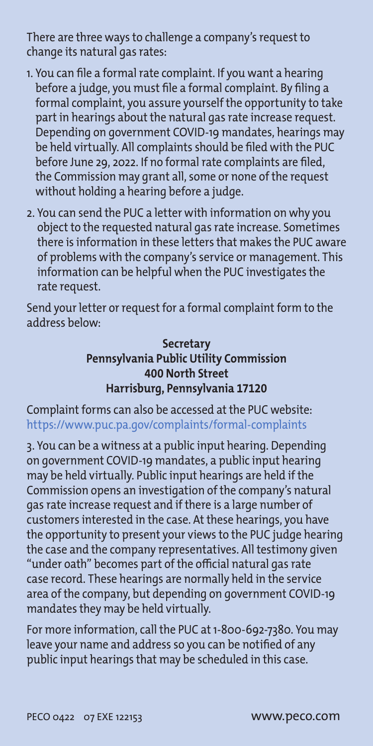There are three ways to challenge a company's request to change its natural gas rates:

1. You can file a formal rate complaint. If you want a hearing before a judge, you must file a formal complaint. By filing a formal complaint, you assure yourself the opportunity to take part in hearings about the natural gas rate increase request. Depending on government COVID-19 mandates, hearings may be held virtually. All complaints should be filed with the PUC before June 29, 2022. If no formal rate complaints are filed, the Commission may grant all, some or none of the request without holding a hearing before a judge.

2. You can send the PUC a letter with information on why you object to the requested natural gas rate increase. Sometimes there is information in these letters that makes the PUC aware of problems with the company's service or management. This information can be helpful when the PUC investigates the rate request.

Send your letter or request for a formal complaint form to the address below:

**Secretary**
**Pennsylvania Public Utility Commission**
**400 North Street**
**Harrisburg, Pennsylvania 17120**

Complaint forms can also be accessed at the PUC website: https://www.puc.pa.gov/complaints/formal-complaints

3. You can be a witness at a public input hearing. Depending on government COVID-19 mandates, a public input hearing may be held virtually. Public input hearings are held if the Commission opens an investigation of the company's natural gas rate increase request and if there is a large number of customers interested in the case. At these hearings, you have the opportunity to present your views to the PUC judge hearing the case and the company representatives. All testimony given "under oath" becomes part of the official natural gas rate case record. These hearings are normally held in the service area of the company, but depending on government COVID-19 mandates they may be held virtually.

For more information, call the PUC at 1-800-692-7380. You may leave your name and address so you can be notified of any public input hearings that may be scheduled in this case.

PECO 0422 07 EXE 122153 www.peco.com